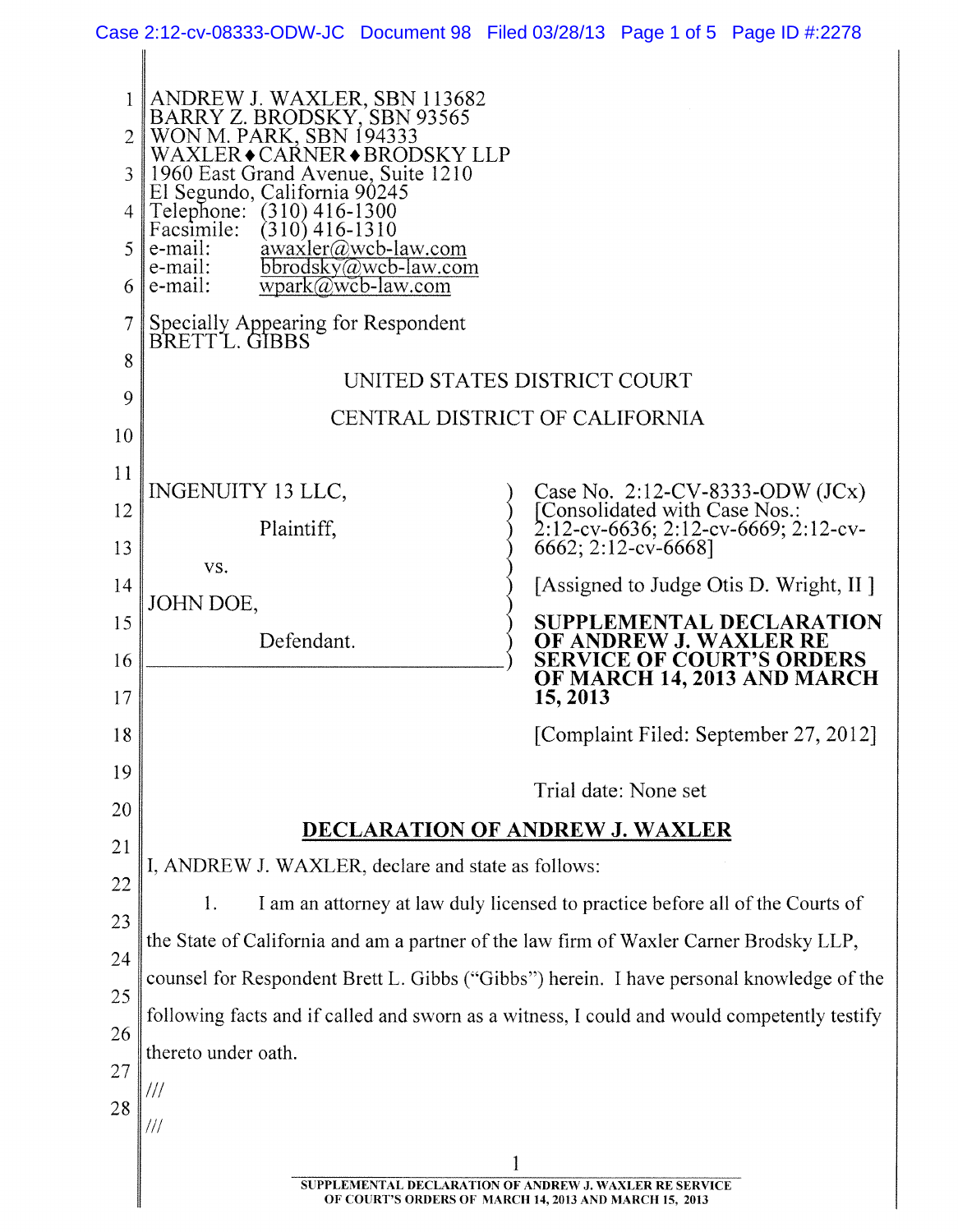ANDREW J. WAXLER, SBN 113682
BARRY Z. BRODSKY, SBN 93565
WON M. PARK, SBN 194333
WAXLER♦CARNER♦BRODSKY LLP
1960 East Grand Avenue, Suite 1210
El Segundo, California 90245
Telephone: (310) 416-1300
Facsimile: (310) 416-1310
e-mail: awaxler@wcb-law.com
e-mail: bbrodsky@wcb-law.com
e-mail: wpark@wcb-law.com

Specially Appearing for Respondent
BRETT L. GIBBS

UNITED STATES DISTRICT COURT

CENTRAL DISTRICT OF CALIFORNIA

| | |
|---|---|
| INGENUITY 13 LLC,<br><br>Plaintiff,<br><br>vs.<br><br>JOHN DOE,<br><br>Defendant. | Case No. 2:12-CV-8333-ODW (JCx)<br>[Consolidated with Case Nos.: 2:12-cv-6636; 2:12-cv-6669; 2:12-cv-6662; 2:12-cv-6668]<br><br>[Assigned to Judge Otis D. Wright, II ]<br><br>**SUPPLEMENTAL DECLARATION OF ANDREW J. WAXLER RE SERVICE OF COURT'S ORDERS OF MARCH 14, 2013 AND MARCH 15, 2013**<br><br>[Complaint Filed: September 27, 2012]<br><br>Trial date: None set |

## DECLARATION OF ANDREW J. WAXLER

I, ANDREW J. WAXLER, declare and state as follows:

1. I am an attorney at law duly licensed to practice before all of the Courts of the State of California and am a partner of the law firm of Waxler Carner Brodsky LLP, counsel for Respondent Brett L. Gibbs ("Gibbs") herein. I have personal knowledge of the following facts and if called and sworn as a witness, I could and would competently testify thereto under oath.

///

///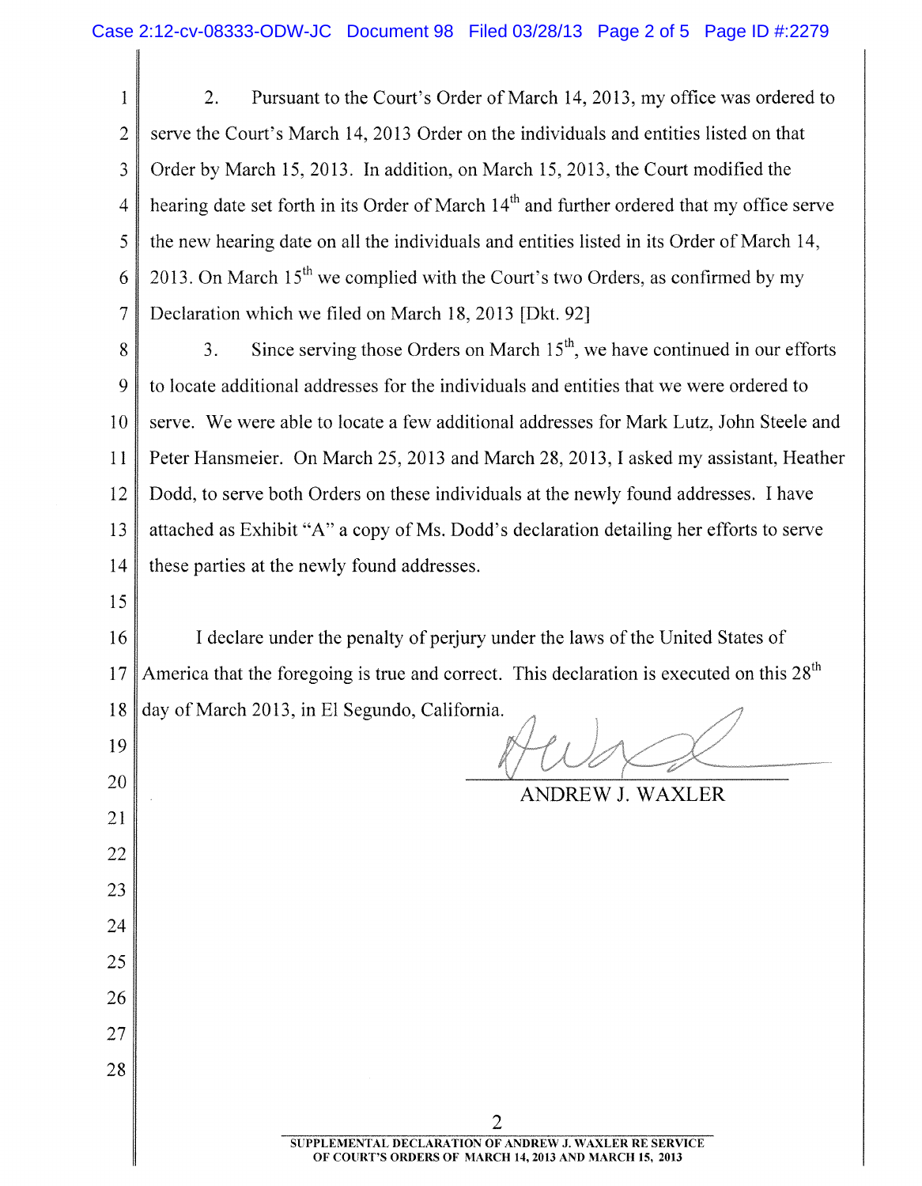2. Pursuant to the Court's Order of March 14, 2013, my office was ordered to serve the Court's March 14, 2013 Order on the individuals and entities listed on that Order by March 15, 2013. In addition, on March 15, 2013, the Court modified the hearing date set forth in its Order of March 14th and further ordered that my office serve the new hearing date on all the individuals and entities listed in its Order of March 14, 2013. On March 15th we complied with the Court's two Orders, as confirmed by my Declaration which we filed on March 18, 2013 [Dkt. 92]

3. Since serving those Orders on March 15th, we have continued in our efforts to locate additional addresses for the individuals and entities that we were ordered to serve. We were able to locate a few additional addresses for Mark Lutz, John Steele and Peter Hansmeier. On March 25, 2013 and March 28, 2013, I asked my assistant, Heather Dodd, to serve both Orders on these individuals at the newly found addresses. I have attached as Exhibit "A" a copy of Ms. Dodd's declaration detailing her efforts to serve these parties at the newly found addresses.

I declare under the penalty of perjury under the laws of the United States of America that the foregoing is true and correct. This declaration is executed on this 28th day of March 2013, in El Segundo, California.

ANDREW J. WAXLER

SUPPLEMENTAL DECLARATION OF ANDREW J. WAXLER RE SERVICE OF COURT'S ORDERS OF MARCH 14, 2013 AND MARCH 15, 2013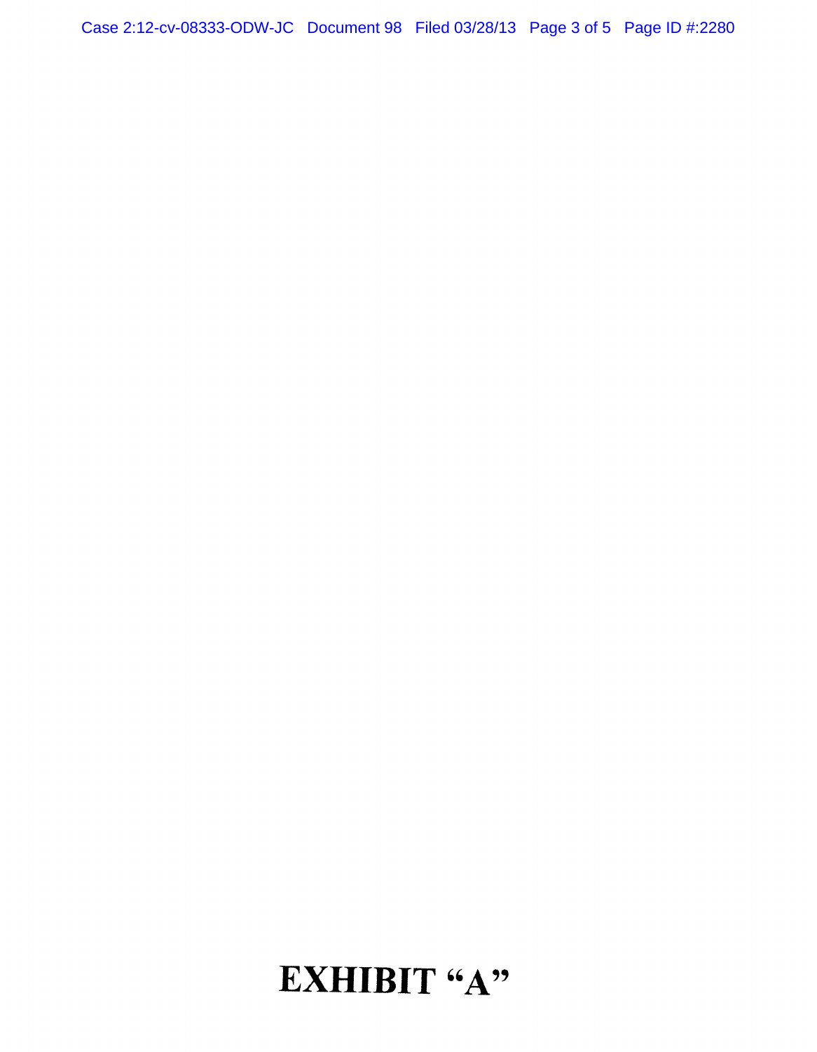# EXHIBIT "A"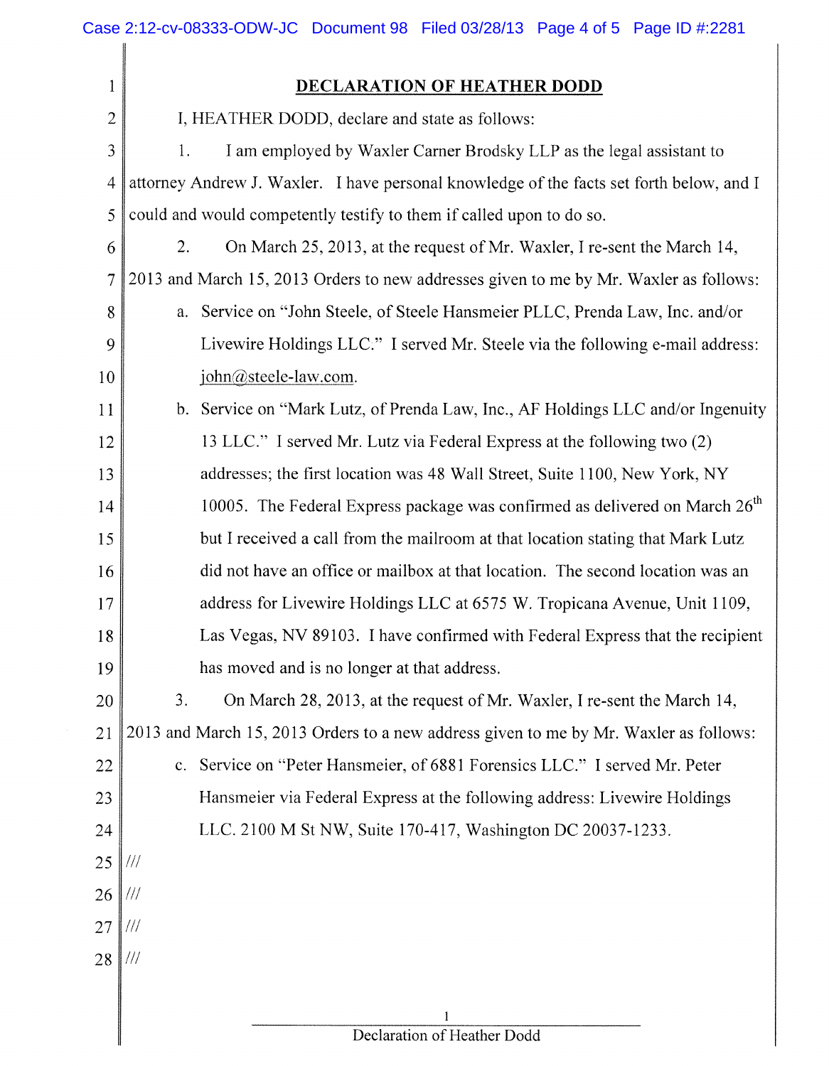## DECLARATION OF HEATHER DODD

I, HEATHER DODD, declare and state as follows:

1. I am employed by Waxler Carner Brodsky LLP as the legal assistant to attorney Andrew J. Waxler. I have personal knowledge of the facts set forth below, and I could and would competently testify to them if called upon to do so.

2. On March 25, 2013, at the request of Mr. Waxler, I re-sent the March 14, 2013 and March 15, 2013 Orders to new addresses given to me by Mr. Waxler as follows:

   a. Service on "John Steele, of Steele Hansmeier PLLC, Prenda Law, Inc. and/or Livewire Holdings LLC." I served Mr. Steele via the following e-mail address: john@steele-law.com.

   b. Service on "Mark Lutz, of Prenda Law, Inc., AF Holdings LLC and/or Ingenuity 13 LLC." I served Mr. Lutz via Federal Express at the following two (2) addresses; the first location was 48 Wall Street, Suite 1100, New York, NY 10005. The Federal Express package was confirmed as delivered on March 26th but I received a call from the mailroom at that location stating that Mark Lutz did not have an office or mailbox at that location. The second location was an address for Livewire Holdings LLC at 6575 W. Tropicana Avenue, Unit 1109, Las Vegas, NV 89103. I have confirmed with Federal Express that the recipient has moved and is no longer at that address.

3. On March 28, 2013, at the request of Mr. Waxler, I re-sent the March 14, 2013 and March 15, 2013 Orders to a new address given to me by Mr. Waxler as follows:

   c. Service on "Peter Hansmeier, of 6881 Forensics LLC." I served Mr. Peter Hansmeier via Federal Express at the following address: Livewire Holdings LLC. 2100 M St NW, Suite 170-417, Washington DC 20037-1233.

///

///

///

///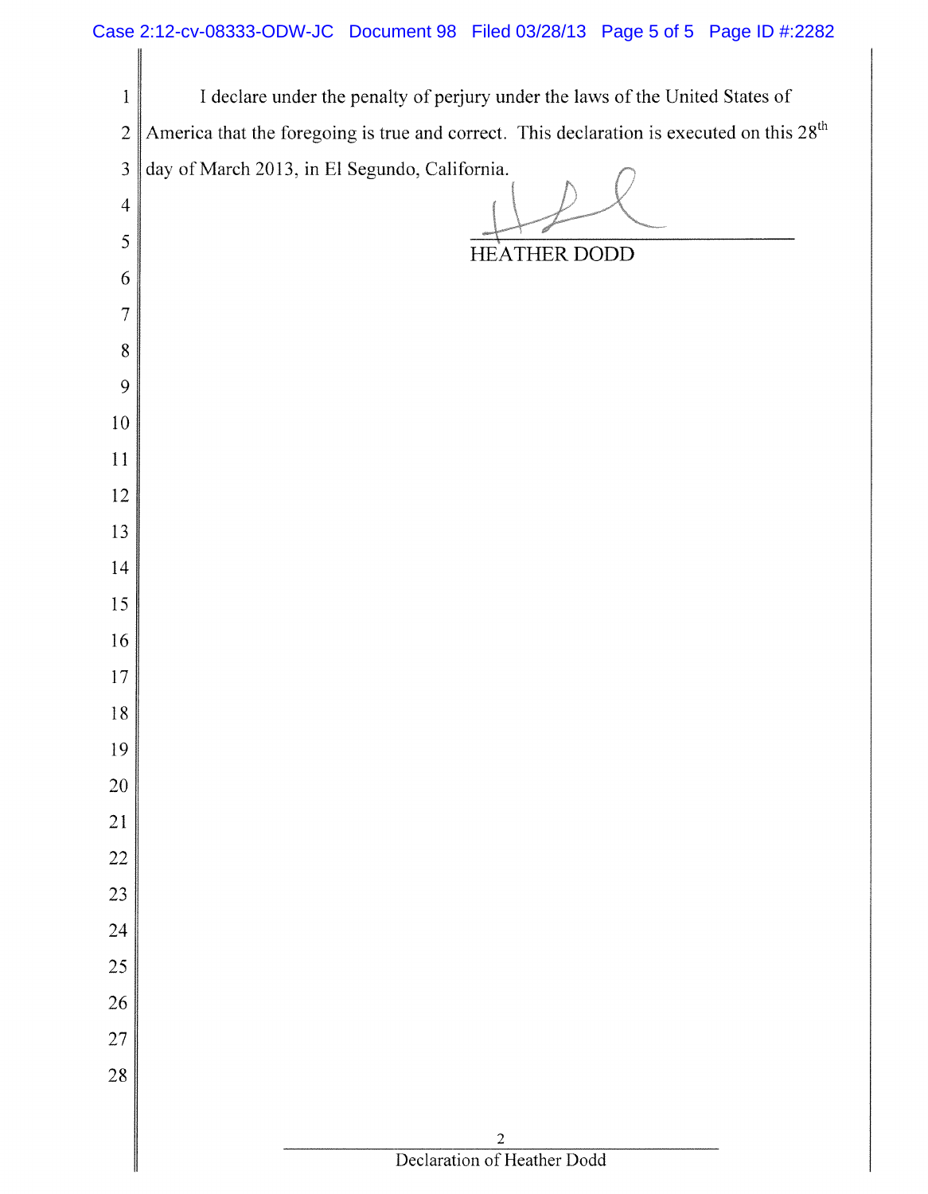I declare under the penalty of perjury under the laws of the United States of America that the foregoing is true and correct. This declaration is executed on this 28th day of March 2013, in El Segundo, California.

HEATHER DODD

Declaration of Heather Dodd